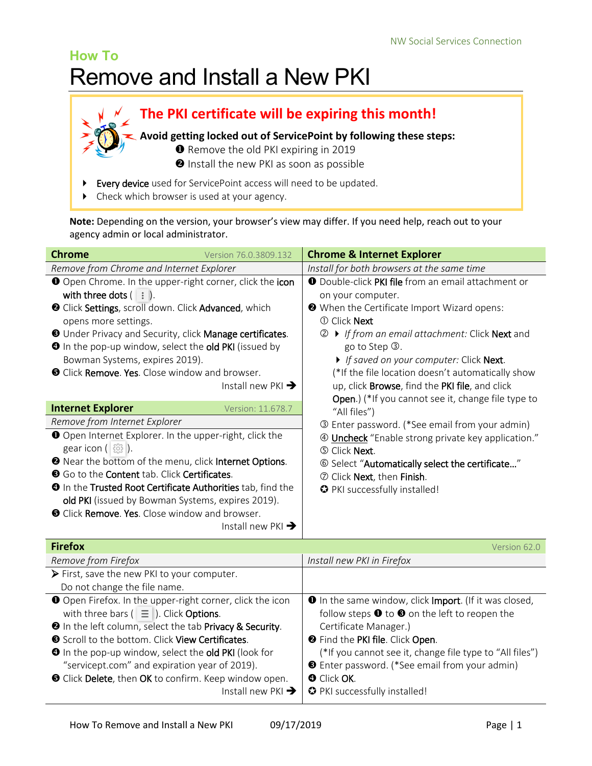NW Social Services Connection

## How To

# Remove and Install a New PKI

**The PKI certificate will be expiring this month!**

**Avoid getting locked out of ServicePoint by following these steps:**

❶ Remove the old PKI expiring in 2019
❷ Install the new PKI as soon as possible

- **Every device** used for ServicePoint access will need to be updated.
- Check which browser is used at your agency.

**Note:** Depending on the version, your browser's view may differ. If you need help, reach out to your agency admin or local administrator.

## Chrome — Version 76.0.3809.132

*Remove from Chrome and Internet Explorer*

❶ Open Chrome. In the upper-right corner, click the **icon with three dots** ( ⋮ ).
❷ Click **Settings**, scroll down. Click **Advanced**, which opens more settings.
❸ Under Privacy and Security, click **Manage certificates**.
❹ In the pop-up window, select the **old PKI** (issued by Bowman Systems, expires 2019).
❺ Click **Remove**. **Yes**. Close window and browser.

Install new PKI ➔

## Internet Explorer — Version: 11.678.7

*Remove from Internet Explorer*

❶ Open Internet Explorer. In the upper-right, click the gear icon ( ⚙ ).
❷ Near the bottom of the menu, click **Internet Options**.
❸ Go to the **Content** tab. Click **Certificates**.
❹ In the **Trusted Root Certificate Authorities** tab, find the **old PKI** (issued by Bowman Systems, expires 2019).
❺ Click **Remove**. **Yes**. Close window and browser.

Install new PKI ➔

## Chrome & Internet Explorer

*Install for both browsers at the same time*

❶ Double-click **PKI file** from an email attachment or on your computer.
❷ When the Certificate Import Wizard opens:

① Click **Next**
② ▸ *If from an email attachment:* Click **Next** and go to Step ③.
▸ *If saved on your computer:* Click **Next**.
(*If the file location doesn't automatically show up, click **Browse**, find the **PKI file**, and click **Open**.) (*If you cannot see it, change file type to "All files")
③ Enter password. (*See email from your admin)
④ Uncheck "Enable strong private key application."
⑤ Click **Next**.
⑥ Select "**Automatically select the certificate…**"
⑦ Click **Next**, then **Finish**.
✪ PKI successfully installed!

## Firefox — Version 62.0

*Remove from Firefox*

➢ First, save the new PKI to your computer. Do not change the file name.

❶ Open Firefox. In the upper-right corner, click the icon with three bars ( ☰ ). Click **Options**.
❷ In the left column, select the tab **Privacy & Security**.
❸ Scroll to the bottom. Click **View Certificates**.
❹ In the pop-up window, select the **old PKI** (look for "servicept.com" and expiration year of 2019).
❺ Click **Delete**, then **OK** to confirm. Keep window open.

Install new PKI ➔

*Install new PKI in Firefox*

❶ In the same window, click **Import**. (If it was closed, follow steps ❶ to ❸ on the left to reopen the Certificate Manager.)
❷ Find the **PKI file**. Click **Open**.
(*If you cannot see it, change file type to "All files")
❸ Enter password. (*See email from your admin)
❹ Click **OK**.
✪ PKI successfully installed!

How To Remove and Install a New PKI 09/17/2019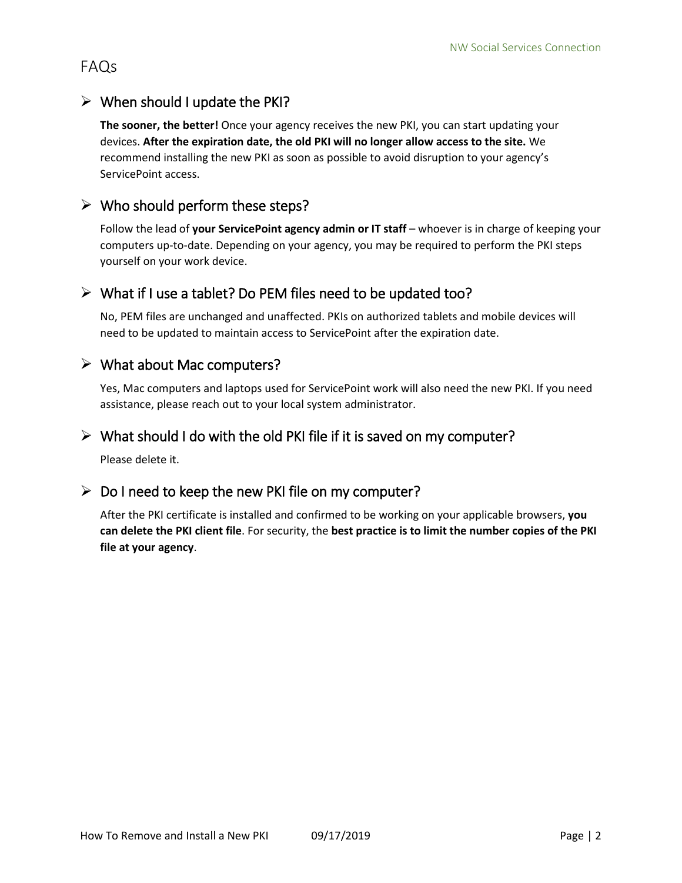# FAQs

## ➢ When should I update the PKI?

**The sooner, the better!** Once your agency receives the new PKI, you can start updating your devices. **After the expiration date, the old PKI will no longer allow access to the site.** We recommend installing the new PKI as soon as possible to avoid disruption to your agency's ServicePoint access.

## ➢ Who should perform these steps?

Follow the lead of **your ServicePoint agency admin or IT staff** – whoever is in charge of keeping your computers up-to-date. Depending on your agency, you may be required to perform the PKI steps yourself on your work device.

## ➢ What if I use a tablet? Do PEM files need to be updated too?

No, PEM files are unchanged and unaffected. PKIs on authorized tablets and mobile devices will need to be updated to maintain access to ServicePoint after the expiration date.

## ➢ What about Mac computers?

Yes, Mac computers and laptops used for ServicePoint work will also need the new PKI. If you need assistance, please reach out to your local system administrator.

## ➢ What should I do with the old PKI file if it is saved on my computer?

Please delete it.

## ➢ Do I need to keep the new PKI file on my computer?

After the PKI certificate is installed and confirmed to be working on your applicable browsers, **you can delete the PKI client file**. For security, the **best practice is to limit the number copies of the PKI file at your agency**.